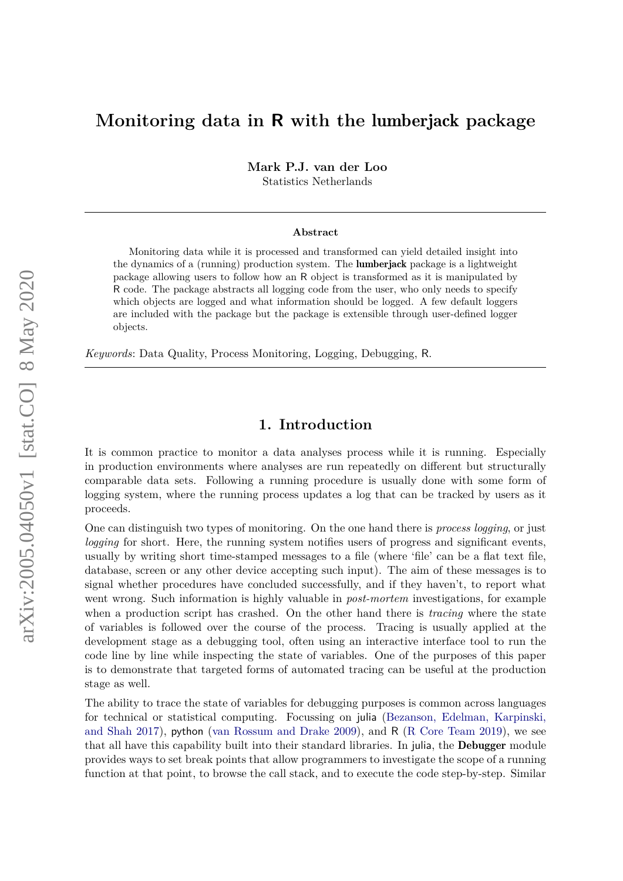# Monitoring data in R with the lumberjack package

**Mark P.J. van der Loo**
Statistics Netherlands

---

**Abstract**

Monitoring data while it is processed and transformed can yield detailed insight into the dynamics of a (running) production system. The **lumberjack** package is a lightweight package allowing users to follow how an R object is transformed as it is manipulated by R code. The package abstracts all logging code from the user, who only needs to specify which objects are logged and what information should be logged. A few default loggers are included with the package but the package is extensible through user-defined logger objects.

*Keywords*: Data Quality, Process Monitoring, Logging, Debugging, R.

---

## 1. Introduction

It is common practice to monitor a data analyses process while it is running. Especially in production environments where analyses are run repeatedly on different but structurally comparable data sets. Following a running procedure is usually done with some form of logging system, where the running process updates a log that can be tracked by users as it proceeds.

One can distinguish two types of monitoring. On the one hand there is *process logging*, or just *logging* for short. Here, the running system notifies users of progress and significant events, usually by writing short time-stamped messages to a file (where 'file' can be a flat text file, database, screen or any other device accepting such input). The aim of these messages is to signal whether procedures have concluded successfully, and if they haven't, to report what went wrong. Such information is highly valuable in *post-mortem* investigations, for example when a production script has crashed. On the other hand there is *tracing* where the state of variables is followed over the course of the process. Tracing is usually applied at the development stage as a debugging tool, often using an interactive interface tool to run the code line by line while inspecting the state of variables. One of the purposes of this paper is to demonstrate that targeted forms of automated tracing can be useful at the production stage as well.

The ability to trace the state of variables for debugging purposes is common across languages for technical or statistical computing. Focussing on julia (Bezanson, Edelman, Karpinski, and Shah 2017), python (van Rossum and Drake 2009), and R (R Core Team 2019), we see that all have this capability built into their standard libraries. In julia, the **Debugger** module provides ways to set break points that allow programmers to investigate the scope of a running function at that point, to browse the call stack, and to execute the code step-by-step. Similar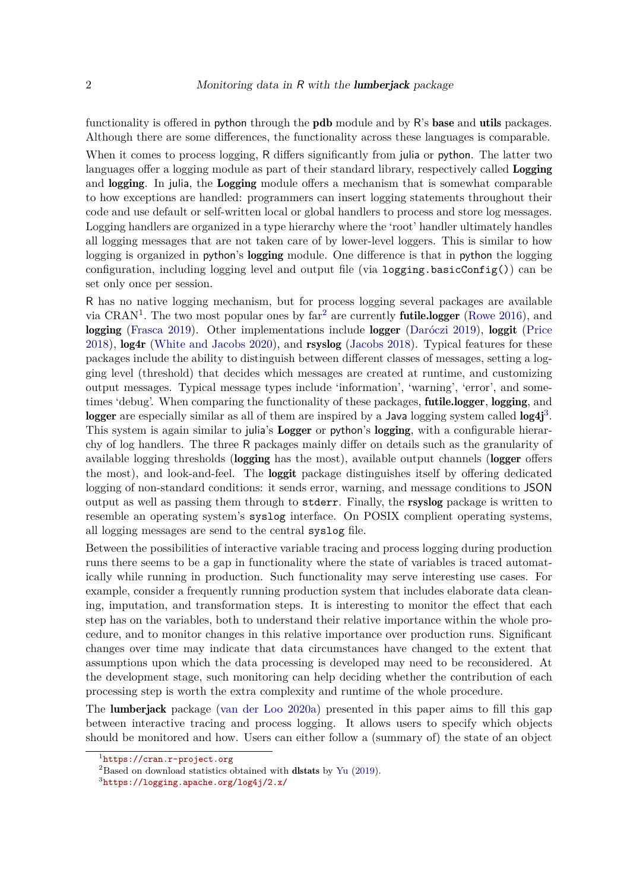functionality is offered in python through the **pdb** module and by R's **base** and **utils** packages. Although there are some differences, the functionality across these languages is comparable.

When it comes to process logging, R differs significantly from julia or python. The latter two languages offer a logging module as part of their standard library, respectively called **Logging** and **logging**. In julia, the **Logging** module offers a mechanism that is somewhat comparable to how exceptions are handled: programmers can insert logging statements throughout their code and use default or self-written local or global handlers to process and store log messages. Logging handlers are organized in a type hierarchy where the 'root' handler ultimately handles all logging messages that are not taken care of by lower-level loggers. This is similar to how logging is organized in python's **logging** module. One difference is that in python the logging configuration, including logging level and output file (via `logging.basicConfig()`) can be set only once per session.

R has no native logging mechanism, but for process logging several packages are available via CRAN[1]. The two most popular ones by far[2] are currently **futile.logger** (Rowe 2016), and **logging** (Frasca 2019). Other implementations include **logger** (Daróczi 2019), **loggit** (Price 2018), **log4r** (White and Jacobs 2020), and **rsyslog** (Jacobs 2018). Typical features for these packages include the ability to distinguish between different classes of messages, setting a logging level (threshold) that decides which messages are created at runtime, and customizing output messages. Typical message types include 'information', 'warning', 'error', and sometimes 'debug'. When comparing the functionality of these packages, **futile.logger**, **logging**, and **logger** are especially similar as all of them are inspired by a Java logging system called **log4j**[3]. This system is again similar to julia's **Logger** or python's **logging**, with a configurable hierarchy of log handlers. The three R packages mainly differ on details such as the granularity of available logging thresholds (**logging** has the most), available output channels (**logger** offers the most), and look-and-feel. The **loggit** package distinguishes itself by offering dedicated logging of non-standard conditions: it sends error, warning, and message conditions to JSON output as well as passing them through to `stderr`. Finally, the **rsyslog** package is written to resemble an operating system's `syslog` interface. On POSIX complient operating systems, all logging messages are send to the central `syslog` file.

Between the possibilities of interactive variable tracing and process logging during production runs there seems to be a gap in functionality where the state of variables is traced automatically while running in production. Such functionality may serve interesting use cases. For example, consider a frequently running production system that includes elaborate data cleaning, imputation, and transformation steps. It is interesting to monitor the effect that each step has on the variables, both to understand their relative importance within the whole procedure, and to monitor changes in this relative importance over production runs. Significant changes over time may indicate that data circumstances have changed to the extent that assumptions upon which the data processing is developed may need to be reconsidered. At the development stage, such monitoring can help deciding whether the contribution of each processing step is worth the extra complexity and runtime of the whole procedure.

The **lumberjack** package (van der Loo 2020a) presented in this paper aims to fill this gap between interactive tracing and process logging. It allows users to specify which objects should be monitored and how. Users can either follow a (summary of) the state of an object

[1] https://cran.r-project.org

[2] Based on download statistics obtained with **dlstats** by Yu (2019).

[3] https://logging.apache.org/log4j/2.x/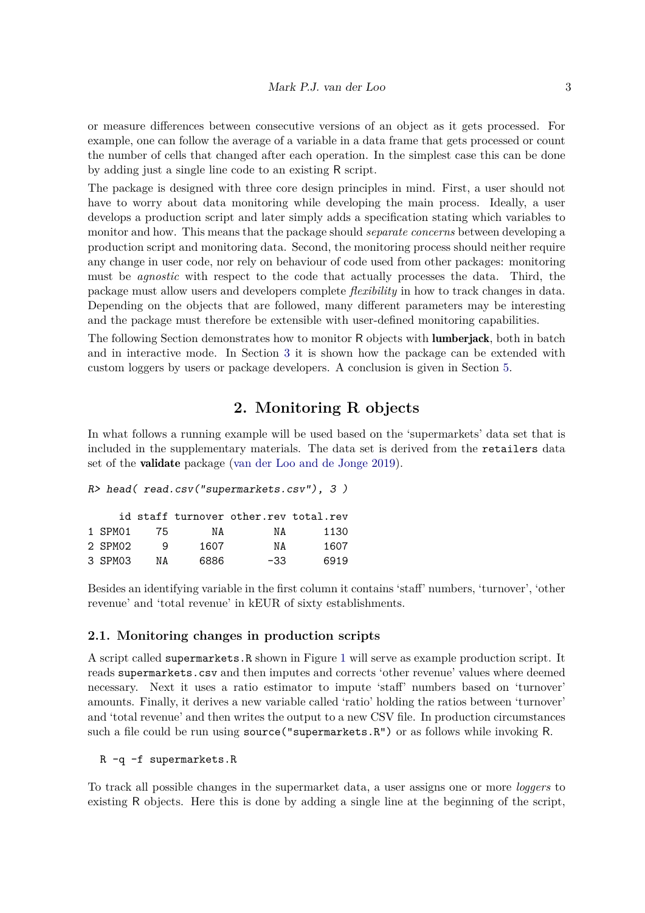or measure differences between consecutive versions of an object as it gets processed. For example, one can follow the average of a variable in a data frame that gets processed or count the number of cells that changed after each operation. In the simplest case this can be done by adding just a single line code to an existing R script.

The package is designed with three core design principles in mind. First, a user should not have to worry about data monitoring while developing the main process. Ideally, a user develops a production script and later simply adds a specification stating which variables to monitor and how. This means that the package should *separate concerns* between developing a production script and monitoring data. Second, the monitoring process should neither require any change in user code, nor rely on behaviour of code used from other packages: monitoring must be *agnostic* with respect to the code that actually processes the data. Third, the package must allow users and developers complete *flexibility* in how to track changes in data. Depending on the objects that are followed, many different parameters may be interesting and the package must therefore be extensible with user-defined monitoring capabilities.

The following Section demonstrates how to monitor R objects with **lumberjack**, both in batch and in interactive mode. In Section 3 it is shown how the package can be extended with custom loggers by users or package developers. A conclusion is given in Section 5.

## 2. Monitoring R objects

In what follows a running example will be used based on the 'supermarkets' data set that is included in the supplementary materials. The data set is derived from the `retailers` data set of the **validate** package (van der Loo and de Jonge 2019).

```
R> head( read.csv("supermarkets.csv"), 3 )

     id staff turnover other.rev total.rev
1 SPM01    75       NA        NA      1130
2 SPM02     9     1607        NA      1607
3 SPM03    NA     6886       -33      6919
```

Besides an identifying variable in the first column it contains 'staff' numbers, 'turnover', 'other revenue' and 'total revenue' in kEUR of sixty establishments.

### 2.1. Monitoring changes in production scripts

A script called `supermarkets.R` shown in Figure 1 will serve as example production script. It reads `supermarkets.csv` and then imputes and corrects 'other revenue' values where deemed necessary. Next it uses a ratio estimator to impute 'staff' numbers based on 'turnover' amounts. Finally, it derives a new variable called 'ratio' holding the ratios between 'turnover' and 'total revenue' and then writes the output to a new CSV file. In production circumstances such a file could be run using `source("supermarkets.R")` or as follows while invoking R.

```
R -q -f supermarkets.R
```

To track all possible changes in the supermarket data, a user assigns one or more *loggers* to existing R objects. Here this is done by adding a single line at the beginning of the script,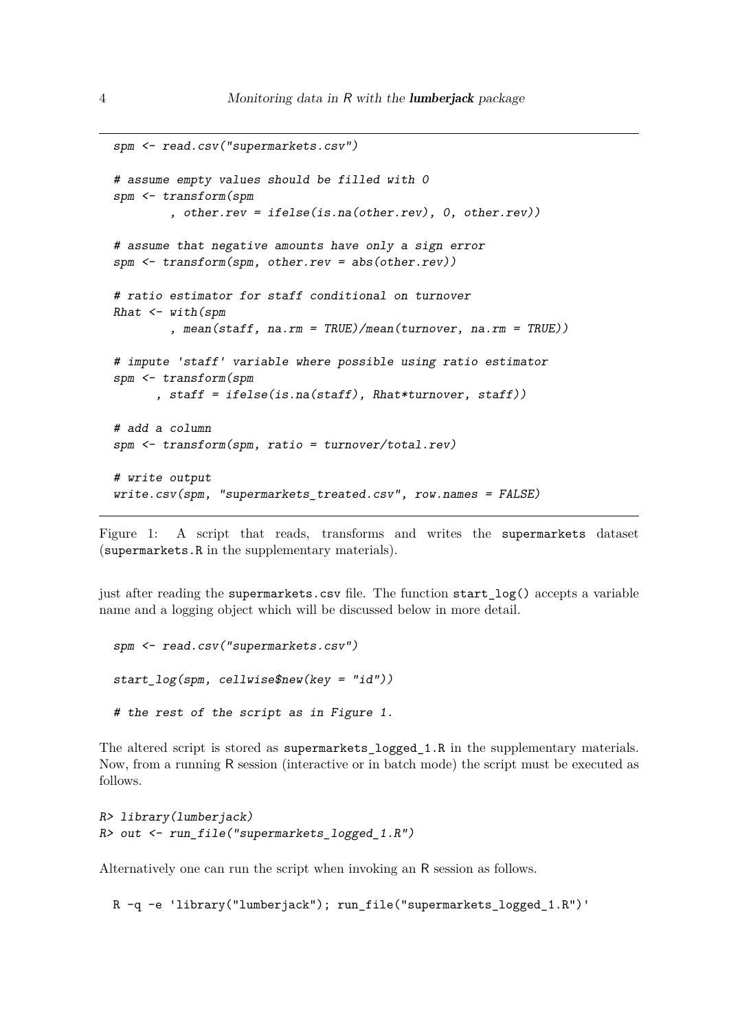```
spm <- read.csv("supermarkets.csv")

# assume empty values should be filled with 0
spm <- transform(spm
        , other.rev = ifelse(is.na(other.rev), 0, other.rev))

# assume that negative amounts have only a sign error
spm <- transform(spm, other.rev = abs(other.rev))

# ratio estimator for staff conditional on turnover
Rhat <- with(spm
        , mean(staff, na.rm = TRUE)/mean(turnover, na.rm = TRUE))

# impute 'staff' variable where possible using ratio estimator
spm <- transform(spm
      , staff = ifelse(is.na(staff), Rhat*turnover, staff))

# add a column
spm <- transform(spm, ratio = turnover/total.rev)

# write output
write.csv(spm, "supermarkets_treated.csv", row.names = FALSE)
```

Figure 1: A script that reads, transforms and writes the `supermarkets` dataset (`supermarkets.R` in the supplementary materials).

just after reading the `supermarkets.csv` file. The function `start_log()` accepts a variable name and a logging object which will be discussed below in more detail.

```
spm <- read.csv("supermarkets.csv")

start_log(spm, cellwise$new(key = "id"))

# the rest of the script as in Figure 1.
```

The altered script is stored as `supermarkets_logged_1.R` in the supplementary materials. Now, from a running R session (interactive or in batch mode) the script must be executed as follows.

```
R> library(lumberjack)
R> out <- run_file("supermarkets_logged_1.R")
```

Alternatively one can run the script when invoking an R session as follows.

```
R -q -e 'library("lumberjack"); run_file("supermarkets_logged_1.R")'
```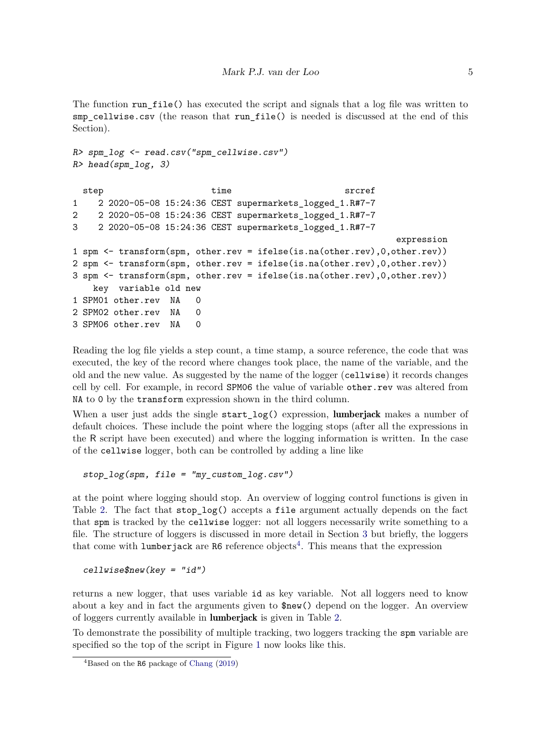The function `run_file()` has executed the script and signals that a log file was written to `smp_cellwise.csv` (the reason that `run_file()` is needed is discussed at the end of this Section).

```
R> spm_log <- read.csv("spm_cellwise.csv")
R> head(spm_log, 3)

  step                     time                     srcref
1    2 2020-05-08 15:24:36 CEST supermarkets_logged_1.R#7-7
2    2 2020-05-08 15:24:36 CEST supermarkets_logged_1.R#7-7
3    2 2020-05-08 15:24:36 CEST supermarkets_logged_1.R#7-7
                                                            expression
1 spm <- transform(spm, other.rev = ifelse(is.na(other.rev),0,other.rev))
2 spm <- transform(spm, other.rev = ifelse(is.na(other.rev),0,other.rev))
3 spm <- transform(spm, other.rev = ifelse(is.na(other.rev),0,other.rev))
    key  variable old new
1 SPM01 other.rev  NA   0
2 SPM02 other.rev  NA   0
3 SPM06 other.rev  NA   0
```

Reading the log file yields a step count, a time stamp, a source reference, the code that was executed, the key of the record where changes took place, the name of the variable, and the old and the new value. As suggested by the name of the logger (`cellwise`) it records changes cell by cell. For example, in record `SPM06` the value of variable `other.rev` was altered from `NA` to `0` by the `transform` expression shown in the third column.

When a user just adds the single `start_log()` expression, **lumberjack** makes a number of default choices. These include the point where the logging stops (after all the expressions in the R script have been executed) and where the logging information is written. In the case of the `cellwise` logger, both can be controlled by adding a line like

```
stop_log(spm, file = "my_custom_log.csv")
```

at the point where logging should stop. An overview of logging control functions is given in Table 2. The fact that `stop_log()` accepts a `file` argument actually depends on the fact that `spm` is tracked by the `cellwise` logger: not all loggers necessarily write something to a file. The structure of loggers is discussed in more detail in Section 3 but briefly, the loggers that come with `lumberjack` are `R6` reference objects[4]. This means that the expression

```
cellwise$new(key = "id")
```

returns a new logger, that uses variable `id` as key variable. Not all loggers need to know about a key and in fact the arguments given to `$new()` depend on the logger. An overview of loggers currently available in **lumberjack** is given in Table 2.

To demonstrate the possibility of multiple tracking, two loggers tracking the `spm` variable are specified so the top of the script in Figure 1 now looks like this.

[4] Based on the `R6` package of Chang (2019)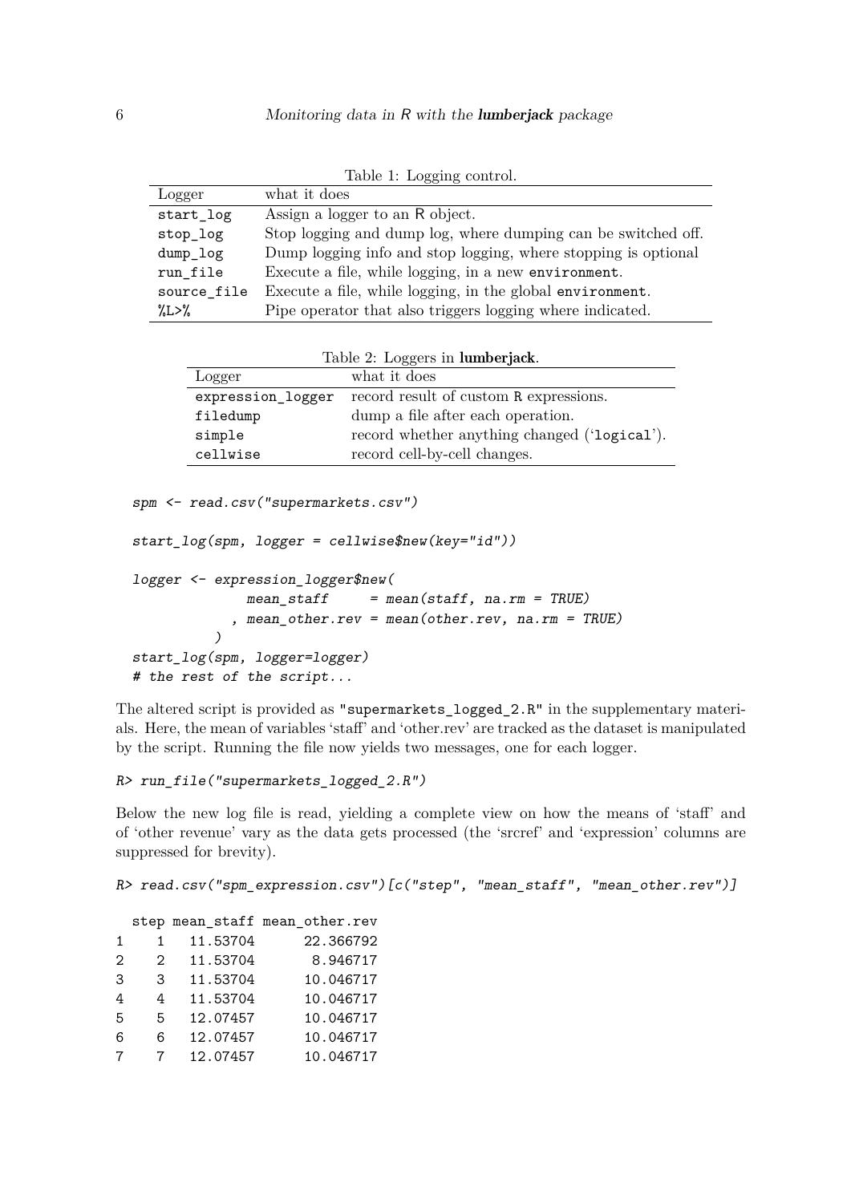Table 1: Logging control.

| Logger | what it does |
|---|---|
| `start_log` | Assign a logger to an R object. |
| `stop_log` | Stop logging and dump log, where dumping can be switched off. |
| `dump_log` | Dump logging info and stop logging, where stopping is optional |
| `run_file` | Execute a file, while logging, in a new `environment`. |
| `source_file` | Execute a file, while logging, in the global `environment`. |
| `%L>%` | Pipe operator that also triggers logging where indicated. |

Table 2: Loggers in **lumberjack**.

| Logger | what it does |
|---|---|
| `expression_logger` | record result of custom R expressions. |
| `filedump` | dump a file after each operation. |
| `simple` | record whether anything changed ('`logical`'). |
| `cellwise` | record cell-by-cell changes. |

```
spm <- read.csv("supermarkets.csv")

start_log(spm, logger = cellwise$new(key="id"))

logger <- expression_logger$new(
            mean_staff     = mean(staff, na.rm = TRUE)
          , mean_other.rev = mean(other.rev, na.rm = TRUE)
        )
start_log(spm, logger=logger)
# the rest of the script...
```

The altered script is provided as "supermarkets_logged_2.R" in the supplementary materials. Here, the mean of variables 'staff' and 'other.rev' are tracked as the dataset is manipulated by the script. Running the file now yields two messages, one for each logger.

```
R> run_file("supermarkets_logged_2.R")
```

Below the new log file is read, yielding a complete view on how the means of 'staff' and of 'other revenue' vary as the data gets processed (the 'srcref' and 'expression' columns are suppressed for brevity).

```
R> read.csv("spm_expression.csv")[c("step", "mean_staff", "mean_other.rev")]
```

```
  step mean_staff mean_other.rev
1    1   11.53704      22.366792
2    2   11.53704       8.946717
3    3   11.53704      10.046717
4    4   11.53704      10.046717
5    5   12.07457      10.046717
6    6   12.07457      10.046717
7    7   12.07457      10.046717
```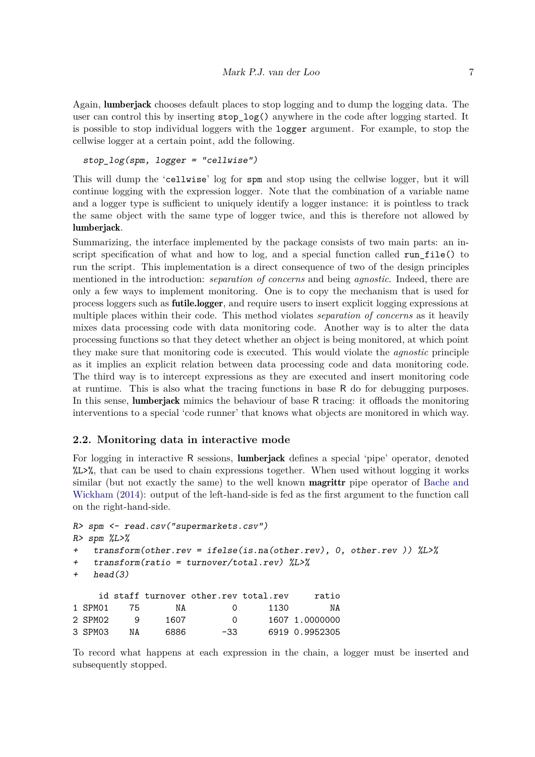Again, **lumberjack** chooses default places to stop logging and to dump the logging data. The user can control this by inserting `stop_log()` anywhere in the code after logging started. It is possible to stop individual loggers with the `logger` argument. For example, to stop the cellwise logger at a certain point, add the following.

```
stop_log(spm, logger = "cellwise")
```

This will dump the '`cellwise`' log for `spm` and stop using the cellwise logger, but it will continue logging with the expression logger. Note that the combination of a variable name and a logger type is sufficient to uniquely identify a logger instance: it is pointless to track the same object with the same type of logger twice, and this is therefore not allowed by **lumberjack**.

Summarizing, the interface implemented by the package consists of two main parts: an in-script specification of what and how to log, and a special function called `run_file()` to run the script. This implementation is a direct consequence of two of the design principles mentioned in the introduction: *separation of concerns* and being *agnostic*. Indeed, there are only a few ways to implement monitoring. One is to copy the mechanism that is used for process loggers such as **futile.logger**, and require users to insert explicit logging expressions at multiple places within their code. This method violates *separation of concerns* as it heavily mixes data processing code with data monitoring code. Another way is to alter the data processing functions so that they detect whether an object is being monitored, at which point they make sure that monitoring code is executed. This would violate the *agnostic* principle as it implies an explicit relation between data processing code and data monitoring code. The third way is to intercept expressions as they are executed and insert monitoring code at runtime. This is also what the tracing functions in base R do for debugging purposes. In this sense, **lumberjack** mimics the behaviour of base R tracing: it offloads the monitoring interventions to a special 'code runner' that knows what objects are monitored in which way.

## 2.2. Monitoring data in interactive mode

For logging in interactive R sessions, **lumberjack** defines a special 'pipe' operator, denoted `%L>%`, that can be used to chain expressions together. When used without logging it works similar (but not exactly the same) to the well known **magrittr** pipe operator of Bache and Wickham (2014): output of the left-hand-side is fed as the first argument to the function call on the right-hand-side.

```
R> spm <- read.csv("supermarkets.csv")
R> spm %L>%
+   transform(other.rev = ifelse(is.na(other.rev), 0, other.rev )) %L>%
+   transform(ratio = turnover/total.rev) %L>%
+   head(3)

     id staff turnover other.rev total.rev     ratio
1 SPM01    75       NA         0      1130        NA
2 SPM02     9     1607         0      1607 1.0000000
3 SPM03    NA     6886       -33      6919 0.9952305
```

To record what happens at each expression in the chain, a logger must be inserted and subsequently stopped.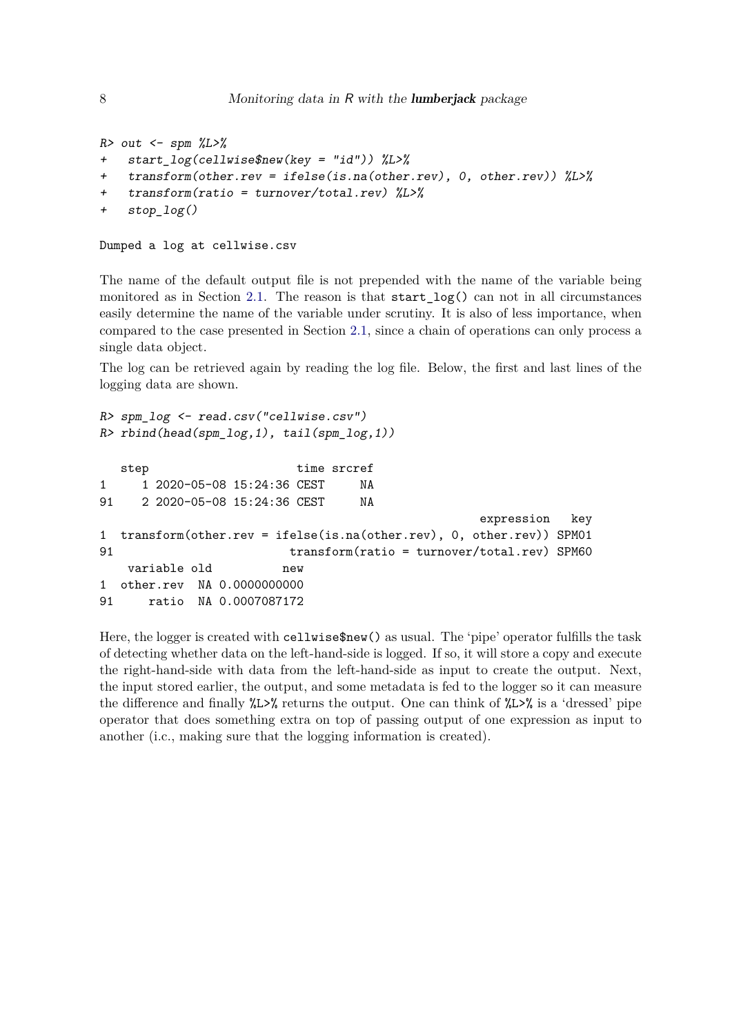```
R> out <- spm %L>%
+   start_log(cellwise$new(key = "id")) %L>%
+   transform(other.rev = ifelse(is.na(other.rev), 0, other.rev)) %L>%
+   transform(ratio = turnover/total.rev) %L>%
+   stop_log()
```

```
Dumped a log at cellwise.csv
```

The name of the default output file is not prepended with the name of the variable being monitored as in Section 2.1. The reason is that `start_log()` can not in all circumstances easily determine the name of the variable under scrutiny. It is also of less importance, when compared to the case presented in Section 2.1, since a chain of operations can only process a single data object.

The log can be retrieved again by reading the log file. Below, the first and last lines of the logging data are shown.

```
R> spm_log <- read.csv("cellwise.csv")
R> rbind(head(spm_log,1), tail(spm_log,1))
```

```
   step                      time srcref
1     1 2020-05-08 15:24:36 CEST     NA
91    2 2020-05-08 15:24:36 CEST     NA
                                                      expression   key
1  transform(other.rev = ifelse(is.na(other.rev), 0, other.rev)) SPM01
91                         transform(ratio = turnover/total.rev) SPM60
    variable old          new
1  other.rev  NA 0.0000000000
91     ratio  NA 0.0007087172
```

Here, the logger is created with `cellwise$new()` as usual. The 'pipe' operator fulfills the task of detecting whether data on the left-hand-side is logged. If so, it will store a copy and execute the right-hand-side with data from the left-hand-side as input to create the output. Next, the input stored earlier, the output, and some metadata is fed to the logger so it can measure the difference and finally `%L>%` returns the output. One can think of `%L>%` is a 'dressed' pipe operator that does something extra on top of passing output of one expression as input to another (i.e., making sure that the logging information is created).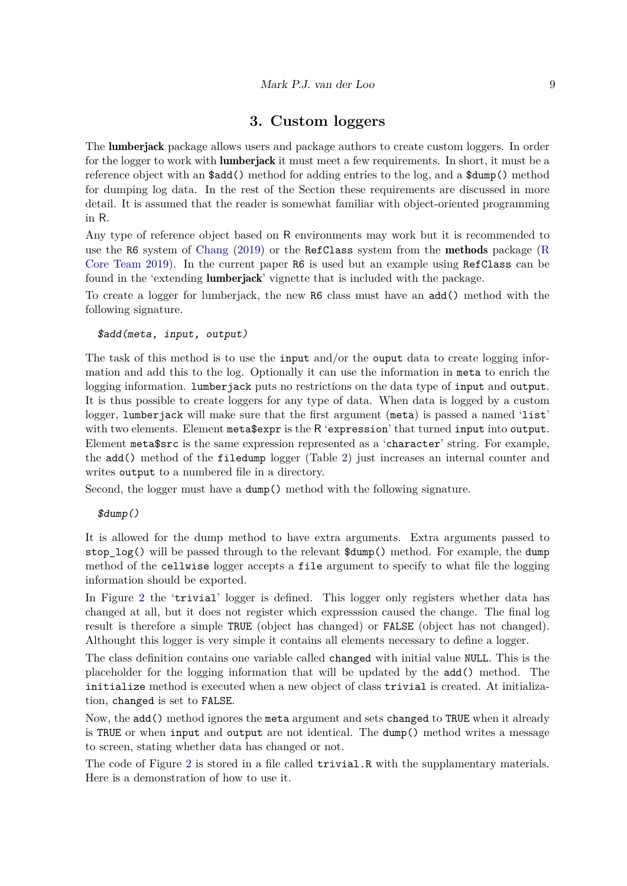## 3. Custom loggers

The **lumberjack** package allows users and package authors to create custom loggers. In order for the logger to work with **lumberjack** it must meet a few requirements. In short, it must be a reference object with an `$add()` method for adding entries to the log, and a `$dump()` method for dumping log data. In the rest of the Section these requirements are discussed in more detail. It is assumed that the reader is somewhat familiar with object-oriented programming in R.

Any type of reference object based on R environments may work but it is recommended to use the `R6` system of Chang (2019) or the `RefClass` system from the **methods** package (R Core Team 2019). In the current paper `R6` is used but an example using `RefClass` can be found in the 'extending **lumberjack**' vignette that is included with the package.

To create a logger for lumberjack, the new `R6` class must have an `add()` method with the following signature.

```
$add(meta, input, output)
```

The task of this method is to use the `input` and/or the `ouput` data to create logging information and add this to the log. Optionally it can use the information in `meta` to enrich the logging information. `lumberjack` puts no restrictions on the data type of `input` and `output`. It is thus possible to create loggers for any type of data. When data is logged by a custom logger, `lumberjack` will make sure that the first argument (`meta`) is passed a named '`list`' with two elements. Element `meta$expr` is the R '`expression`' that turned `input` into `output`. Element `meta$src` is the same expression represented as a '`character`' string. For example, the `add()` method of the `filedump` logger (Table 2) just increases an internal counter and writes `output` to a numbered file in a directory.

Second, the logger must have a `dump()` method with the following signature.

```
$dump()
```

It is allowed for the dump method to have extra arguments. Extra arguments passed to `stop_log()` will be passed through to the relevant `$dump()` method. For example, the `dump` method of the `cellwise` logger accepts a `file` argument to specify to what file the logging information should be exported.

In Figure 2 the '`trivial`' logger is defined. This logger only registers whether data has changed at all, but it does not register which expresssion caused the change. The final log result is therefore a simple `TRUE` (object has changed) or `FALSE` (object has not changed). Althought this logger is very simple it contains all elements necessary to define a logger.

The class definition contains one variable called `changed` with initial value `NULL`. This is the placeholder for the logging information that will be updated by the `add()` method. The `initialize` method is executed when a new object of class `trivial` is created. At initialization, `changed` is set to `FALSE`.

Now, the `add()` method ignores the `meta` argument and sets `changed` to `TRUE` when it already is `TRUE` or when `input` and `output` are not identical. The `dump()` method writes a message to screen, stating whether data has changed or not.

The code of Figure 2 is stored in a file called `trivial.R` with the supplamentary materials. Here is a demonstration of how to use it.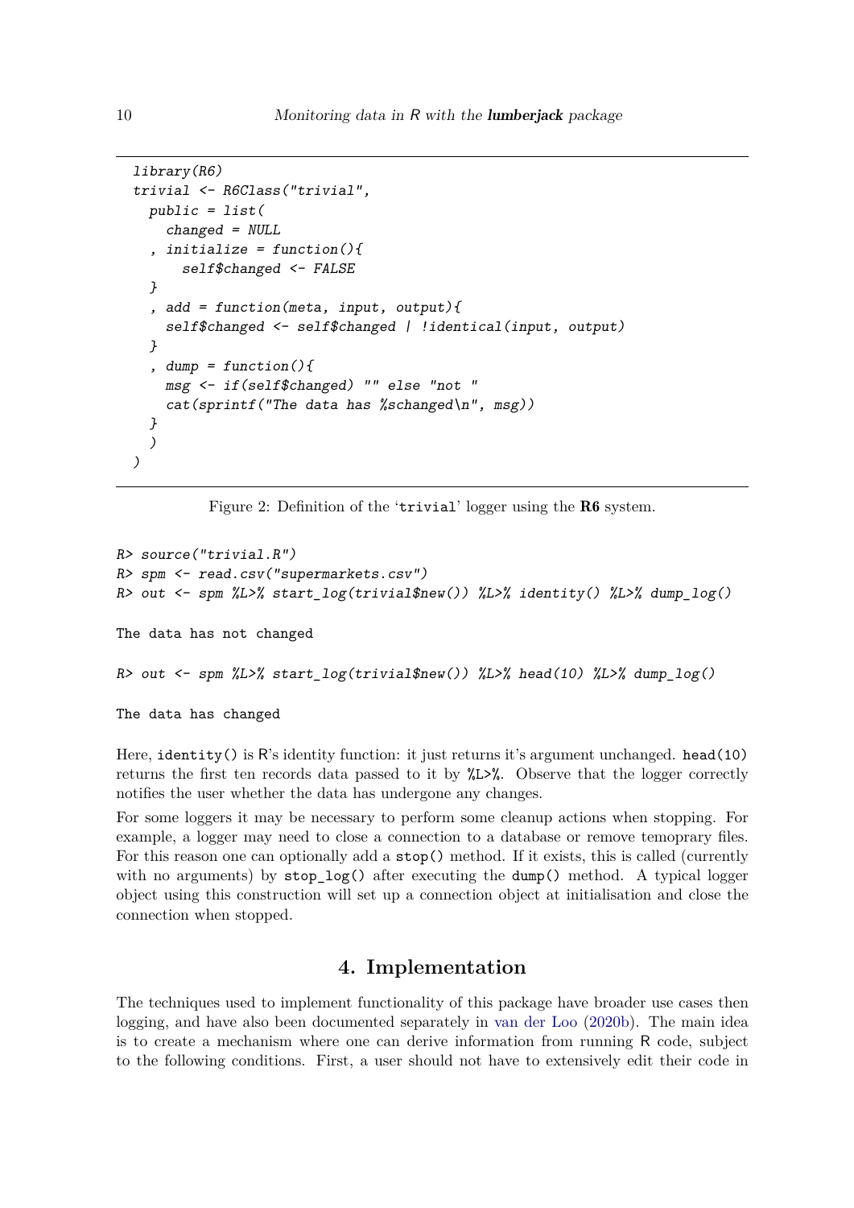```
library(R6)
trivial <- R6Class("trivial",
  public = list(
    changed = NULL
  , initialize = function(){
      self$changed <- FALSE
  }
  , add = function(meta, input, output){
    self$changed <- self$changed | !identical(input, output)
  }
  , dump = function(){
    msg <- if(self$changed) "" else "not "
    cat(sprintf("The data has %schanged\n", msg))
  }
  )
)
```

Figure 2: Definition of the 'trivial' logger using the **R6** system.

```
R> source("trivial.R")
R> spm <- read.csv("supermarkets.csv")
R> out <- spm %L>% start_log(trivial$new()) %L>% identity() %L>% dump_log()

The data has not changed

R> out <- spm %L>% start_log(trivial$new()) %L>% head(10) %L>% dump_log()

The data has changed
```

Here, `identity()` is R's identity function: it just returns it's argument unchanged. `head(10)` returns the first ten records data passed to it by `%L>%`. Observe that the logger correctly notifies the user whether the data has undergone any changes.

For some loggers it may be necessary to perform some cleanup actions when stopping. For example, a logger may need to close a connection to a database or remove temoprary files. For this reason one can optionally add a `stop()` method. If it exists, this is called (currently with no arguments) by `stop_log()` after executing the `dump()` method. A typical logger object using this construction will set up a connection object at initialisation and close the connection when stopped.

## 4. Implementation

The techniques used to implement functionality of this package have broader use cases then logging, and have also been documented separately in van der Loo (2020b). The main idea is to create a mechanism where one can derive information from running R code, subject to the following conditions. First, a user should not have to extensively edit their code in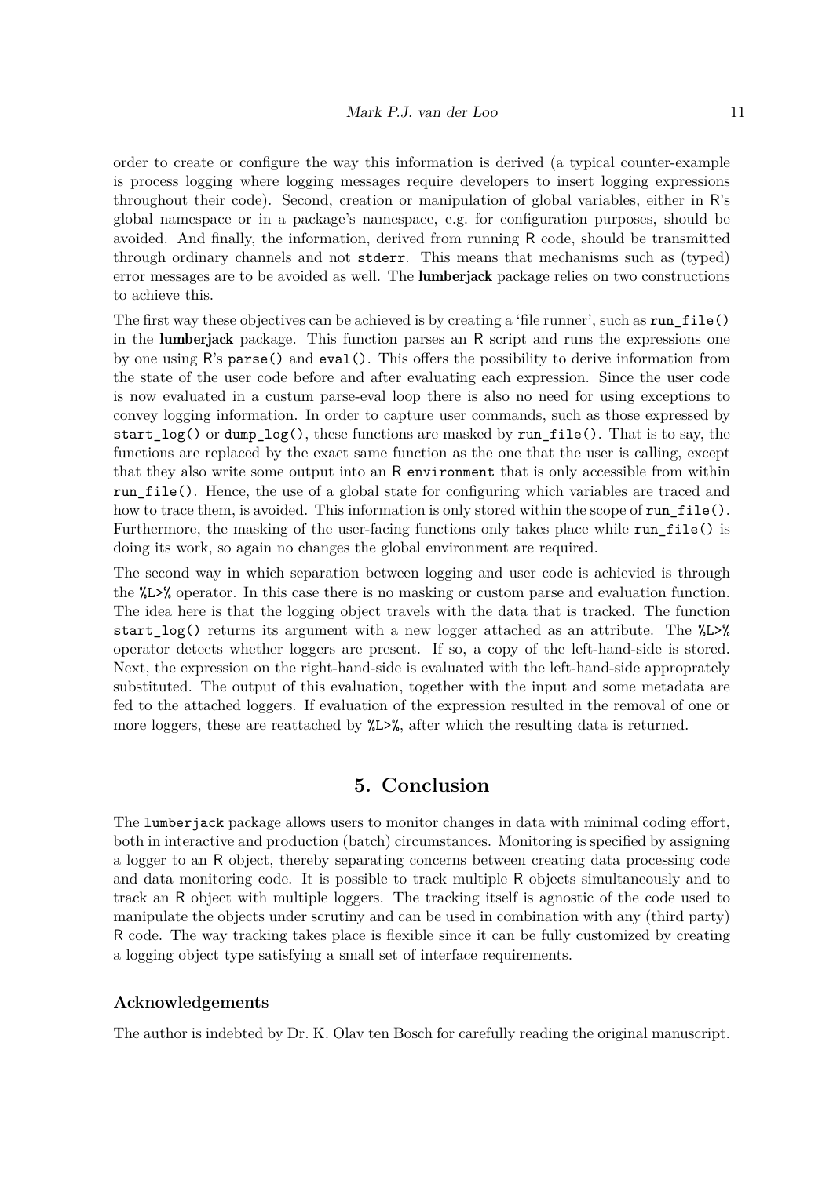order to create or configure the way this information is derived (a typical counter-example is process logging where logging messages require developers to insert logging expressions throughout their code). Second, creation or manipulation of global variables, either in R's global namespace or in a package's namespace, e.g. for configuration purposes, should be avoided. And finally, the information, derived from running R code, should be transmitted through ordinary channels and not `stderr`. This means that mechanisms such as (typed) error messages are to be avoided as well. The **lumberjack** package relies on two constructions to achieve this.

The first way these objectives can be achieved is by creating a 'file runner', such as `run_file()` in the **lumberjack** package. This function parses an R script and runs the expressions one by one using R's `parse()` and `eval()`. This offers the possibility to derive information from the state of the user code before and after evaluating each expression. Since the user code is now evaluated in a custum parse-eval loop there is also no need for using exceptions to convey logging information. In order to capture user commands, such as those expressed by `start_log()` or `dump_log()`, these functions are masked by `run_file()`. That is to say, the functions are replaced by the exact same function as the one that the user is calling, except that they also write some output into an R `environment` that is only accessible from within `run_file()`. Hence, the use of a global state for configuring which variables are traced and how to trace them, is avoided. This information is only stored within the scope of `run_file()`. Furthermore, the masking of the user-facing functions only takes place while `run_file()` is doing its work, so again no changes the global environment are required.

The second way in which separation between logging and user code is achievied is through the `%L>%` operator. In this case there is no masking or custom parse and evaluation function. The idea here is that the logging object travels with the data that is tracked. The function `start_log()` returns its argument with a new logger attached as an attribute. The `%L>%` operator detects whether loggers are present. If so, a copy of the left-hand-side is stored. Next, the expression on the right-hand-side is evaluated with the left-hand-side appropriately substituted. The output of this evaluation, together with the input and some metadata are fed to the attached loggers. If evaluation of the expression resulted in the removal of one or more loggers, these are reattached by `%L>%`, after which the resulting data is returned.

# 5. Conclusion

The `lumberjack` package allows users to monitor changes in data with minimal coding effort, both in interactive and production (batch) circumstances. Monitoring is specified by assigning a logger to an R object, thereby separating concerns between creating data processing code and data monitoring code. It is possible to track multiple R objects simultaneously and to track an R object with multiple loggers. The tracking itself is agnostic of the code used to manipulate the objects under scrutiny and can be used in combination with any (third party) R code. The way tracking takes place is flexible since it can be fully customized by creating a logging object type satisfying a small set of interface requirements.

### Acknowledgements

The author is indebted by Dr. K. Olav ten Bosch for carefully reading the original manuscript.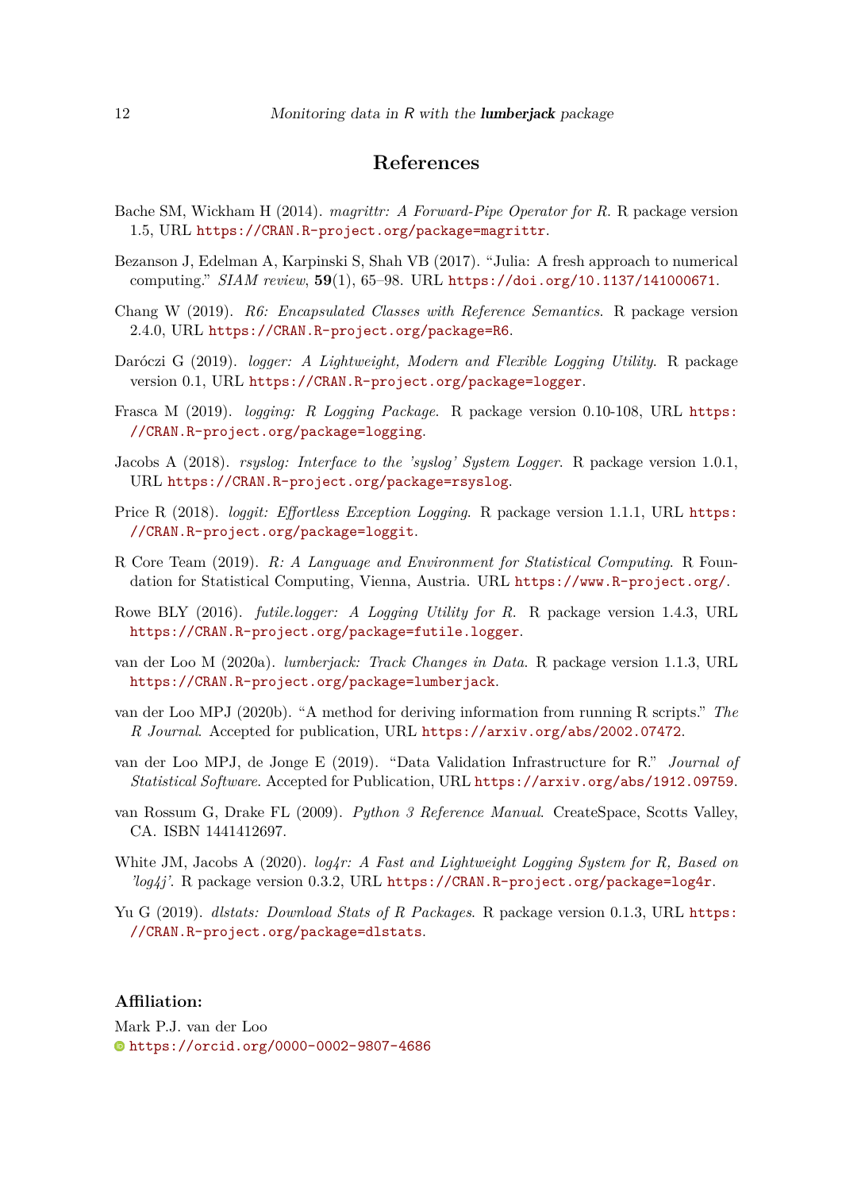## References

Bache SM, Wickham H (2014). *magrittr: A Forward-Pipe Operator for R*. R package version 1.5, URL https://CRAN.R-project.org/package=magrittr.

Bezanson J, Edelman A, Karpinski S, Shah VB (2017). "Julia: A fresh approach to numerical computing." *SIAM review*, **59**(1), 65–98. URL https://doi.org/10.1137/141000671.

Chang W (2019). *R6: Encapsulated Classes with Reference Semantics*. R package version 2.4.0, URL https://CRAN.R-project.org/package=R6.

Daróczi G (2019). *logger: A Lightweight, Modern and Flexible Logging Utility*. R package version 0.1, URL https://CRAN.R-project.org/package=logger.

Frasca M (2019). *logging: R Logging Package*. R package version 0.10-108, URL https://CRAN.R-project.org/package=logging.

Jacobs A (2018). *rsyslog: Interface to the 'syslog' System Logger*. R package version 1.0.1, URL https://CRAN.R-project.org/package=rsyslog.

Price R (2018). *loggit: Effortless Exception Logging*. R package version 1.1.1, URL https://CRAN.R-project.org/package=loggit.

R Core Team (2019). *R: A Language and Environment for Statistical Computing*. R Foundation for Statistical Computing, Vienna, Austria. URL https://www.R-project.org/.

Rowe BLY (2016). *futile.logger: A Logging Utility for R*. R package version 1.4.3, URL https://CRAN.R-project.org/package=futile.logger.

van der Loo M (2020a). *lumberjack: Track Changes in Data*. R package version 1.1.3, URL https://CRAN.R-project.org/package=lumberjack.

van der Loo MPJ (2020b). "A method for deriving information from running R scripts." *The R Journal*. Accepted for publication, URL https://arxiv.org/abs/2002.07472.

van der Loo MPJ, de Jonge E (2019). "Data Validation Infrastructure for R." *Journal of Statistical Software*. Accepted for Publication, URL https://arxiv.org/abs/1912.09759.

van Rossum G, Drake FL (2009). *Python 3 Reference Manual*. CreateSpace, Scotts Valley, CA. ISBN 1441412697.

White JM, Jacobs A (2020). *log4r: A Fast and Lightweight Logging System for R, Based on 'log4j'*. R package version 0.3.2, URL https://CRAN.R-project.org/package=log4r.

Yu G (2019). *dlstats: Download Stats of R Packages*. R package version 0.1.3, URL https://CRAN.R-project.org/package=dlstats.

### Affiliation:

Mark P.J. van der Loo
https://orcid.org/0000-0002-9807-4686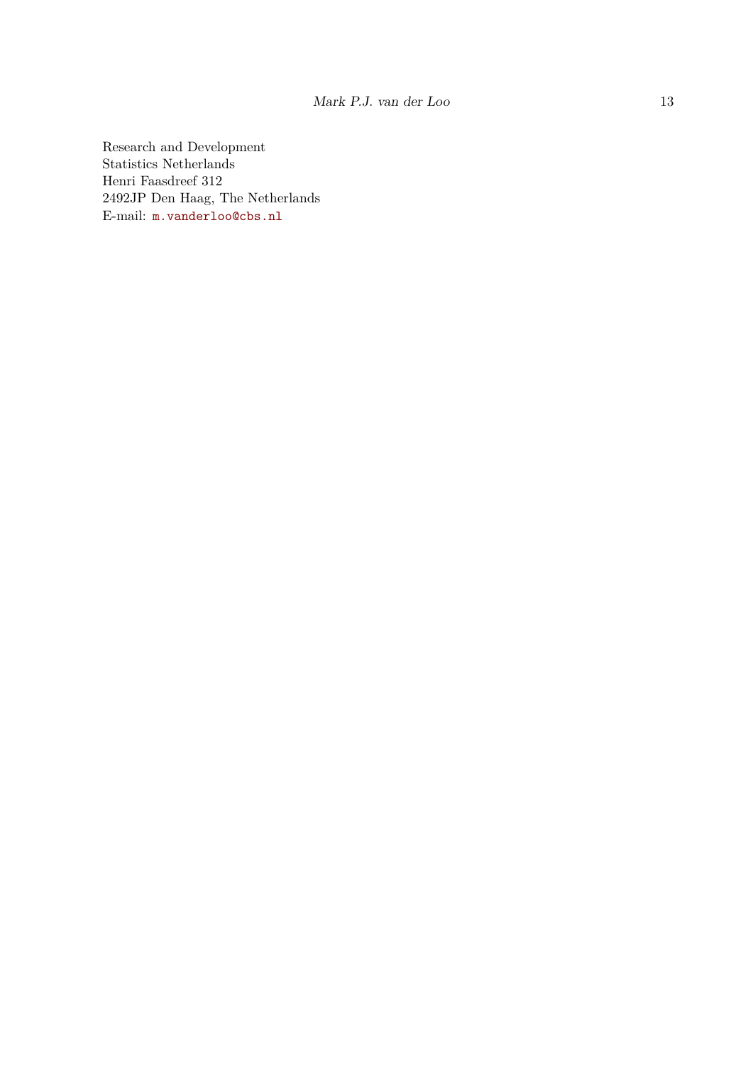Research and Development
Statistics Netherlands
Henri Faasdreef 312
2492JP Den Haag, The Netherlands
E-mail: m.vanderloo@cbs.nl